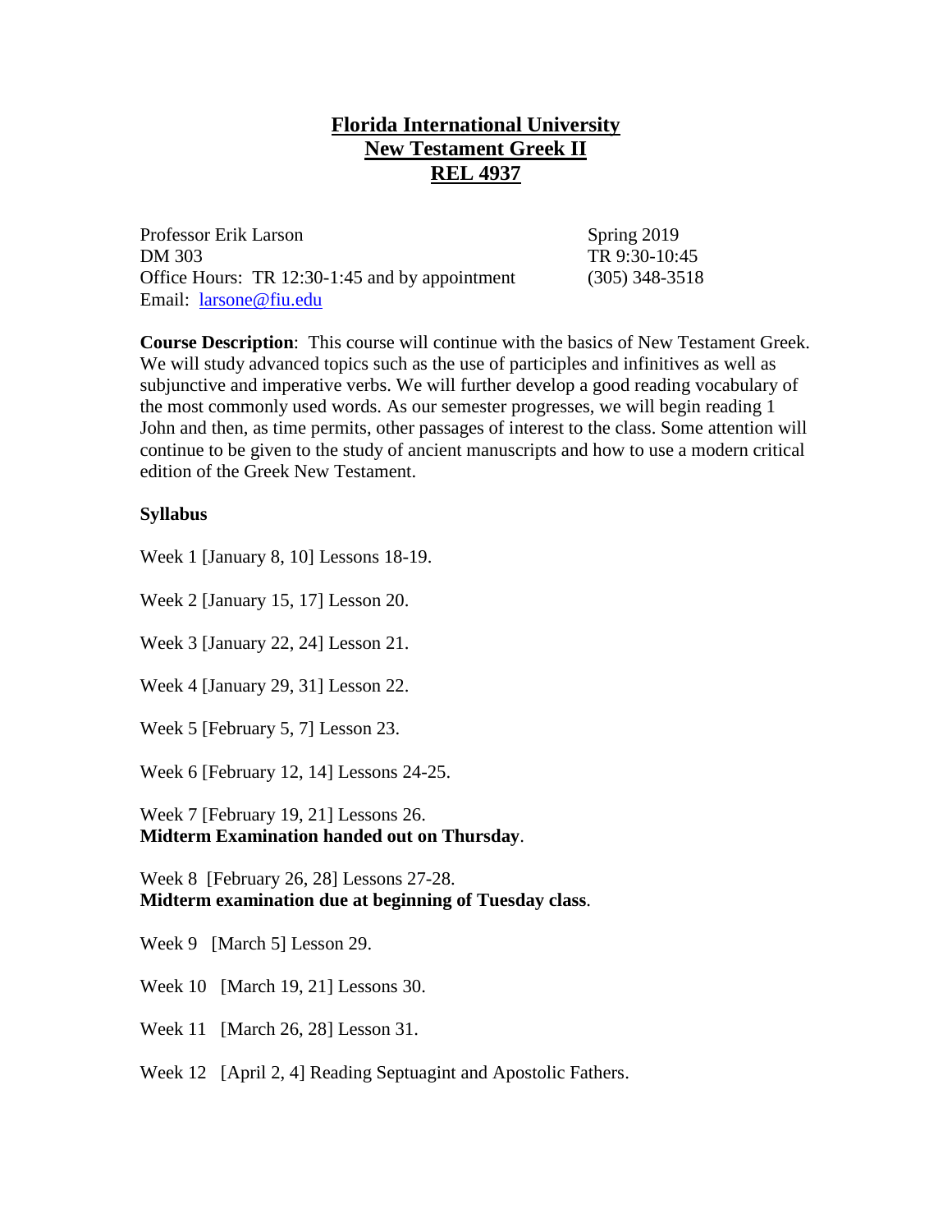# Florida International University
# New Testament Greek II
# REL 4937

Professor Erik Larson
DM 303
Office Hours: TR 12:30-1:45 and by appointment
Email: larsone@fiu.edu

Spring 2019
TR 9:30-10:45
(305) 348-3518

**Course Description**: This course will continue with the basics of New Testament Greek. We will study advanced topics such as the use of participles and infinitives as well as subjunctive and imperative verbs. We will further develop a good reading vocabulary of the most commonly used words. As our semester progresses, we will begin reading 1 John and then, as time permits, other passages of interest to the class. Some attention will continue to be given to the study of ancient manuscripts and how to use a modern critical edition of the Greek New Testament.

**Syllabus**

Week 1 [January 8, 10] Lessons 18-19.

Week 2 [January 15, 17] Lesson 20.

Week 3 [January 22, 24] Lesson 21.

Week 4 [January 29, 31] Lesson 22.

Week 5 [February 5, 7] Lesson 23.

Week 6 [February 12, 14] Lessons 24-25.

Week 7 [February 19, 21] Lessons 26.
**Midterm Examination handed out on Thursday**.

Week 8 [February 26, 28] Lessons 27-28.
**Midterm examination due at beginning of Tuesday class**.

Week 9 [March 5] Lesson 29.

Week 10 [March 19, 21] Lessons 30.

Week 11 [March 26, 28] Lesson 31.

Week 12 [April 2, 4] Reading Septuagint and Apostolic Fathers.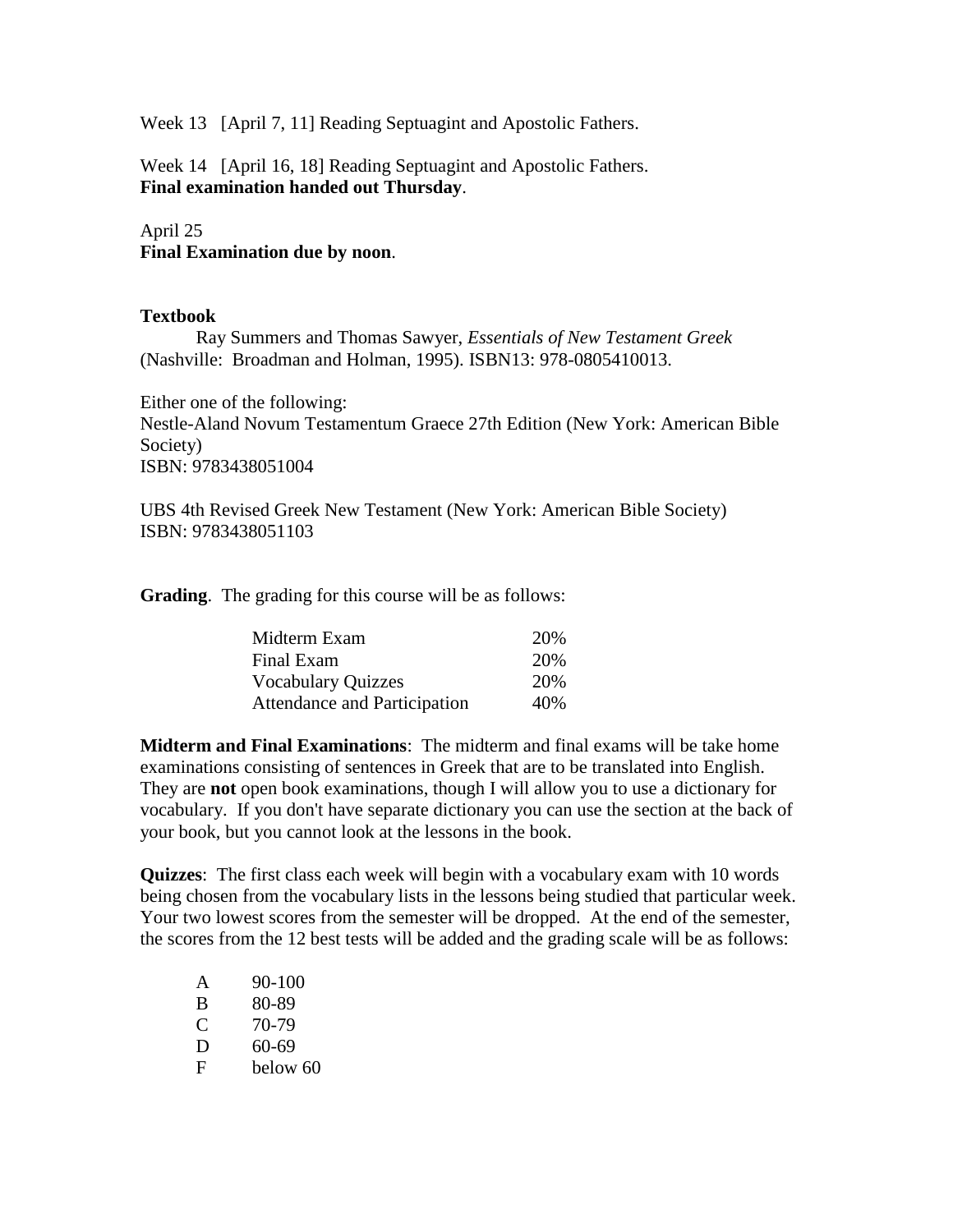Week 13 [April 7, 11] Reading Septuagint and Apostolic Fathers.

Week 14 [April 16, 18] Reading Septuagint and Apostolic Fathers.
**Final examination handed out Thursday**.

April 25
**Final Examination due by noon**.

**Textbook**

Ray Summers and Thomas Sawyer, *Essentials of New Testament Greek* (Nashville: Broadman and Holman, 1995). ISBN13: 978-0805410013.

Either one of the following:
Nestle-Aland Novum Testamentum Graece 27th Edition (New York: American Bible Society)
ISBN: 9783438051004

UBS 4th Revised Greek New Testament (New York: American Bible Society)
ISBN: 9783438051103

**Grading**. The grading for this course will be as follows:

| | |
|---|---|
| Midterm Exam | 20% |
| Final Exam | 20% |
| Vocabulary Quizzes | 20% |
| Attendance and Participation | 40% |

**Midterm and Final Examinations**: The midterm and final exams will be take home examinations consisting of sentences in Greek that are to be translated into English. They are **not** open book examinations, though I will allow you to use a dictionary for vocabulary. If you don't have separate dictionary you can use the section at the back of your book, but you cannot look at the lessons in the book.

**Quizzes**: The first class each week will begin with a vocabulary exam with 10 words being chosen from the vocabulary lists in the lessons being studied that particular week. Your two lowest scores from the semester will be dropped. At the end of the semester, the scores from the 12 best tests will be added and the grading scale will be as follows:

| | |
|---|---|
| A | 90-100 |
| B | 80-89 |
| C | 70-79 |
| D | 60-69 |
| F | below 60 |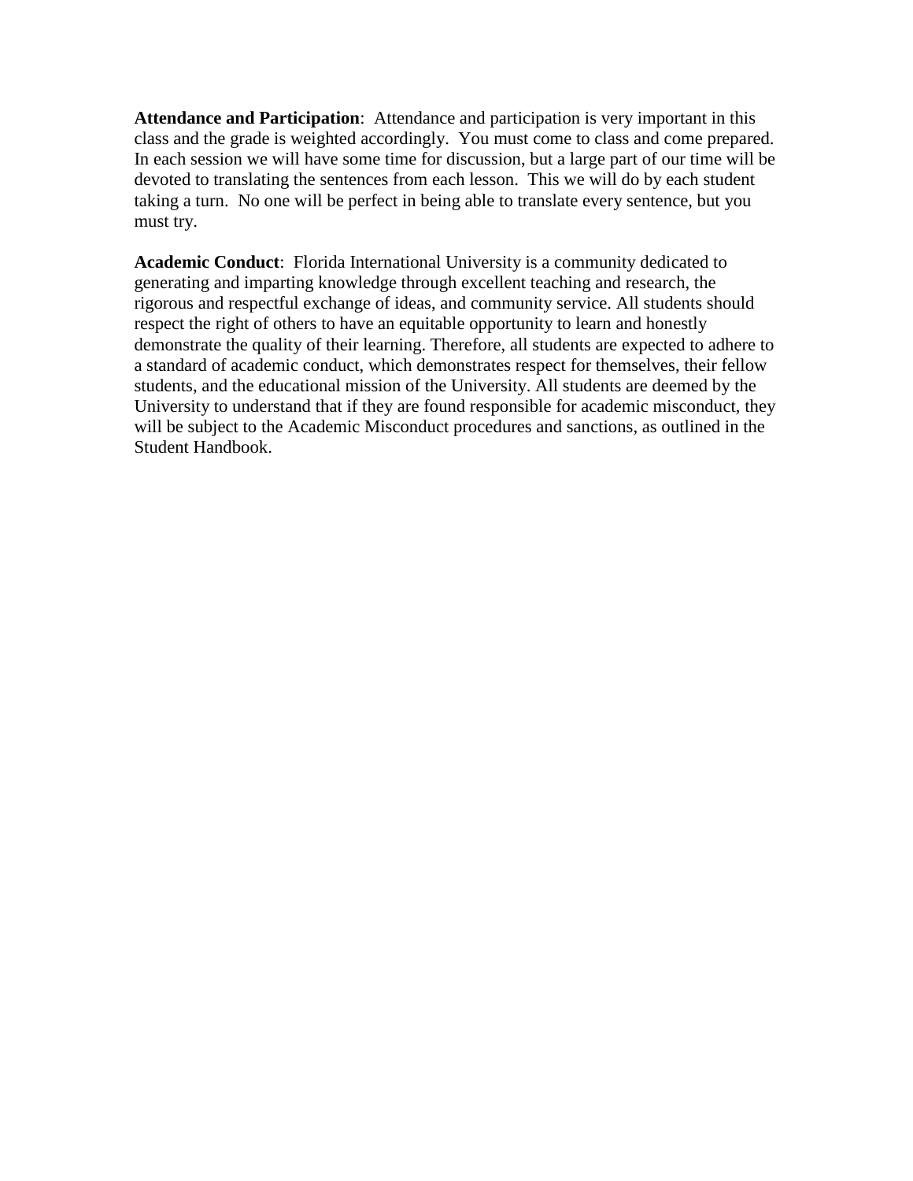**Attendance and Participation**: Attendance and participation is very important in this class and the grade is weighted accordingly. You must come to class and come prepared. In each session we will have some time for discussion, but a large part of our time will be devoted to translating the sentences from each lesson. This we will do by each student taking a turn. No one will be perfect in being able to translate every sentence, but you must try.

**Academic Conduct**: Florida International University is a community dedicated to generating and imparting knowledge through excellent teaching and research, the rigorous and respectful exchange of ideas, and community service. All students should respect the right of others to have an equitable opportunity to learn and honestly demonstrate the quality of their learning. Therefore, all students are expected to adhere to a standard of academic conduct, which demonstrates respect for themselves, their fellow students, and the educational mission of the University. All students are deemed by the University to understand that if they are found responsible for academic misconduct, they will be subject to the Academic Misconduct procedures and sanctions, as outlined in the Student Handbook.